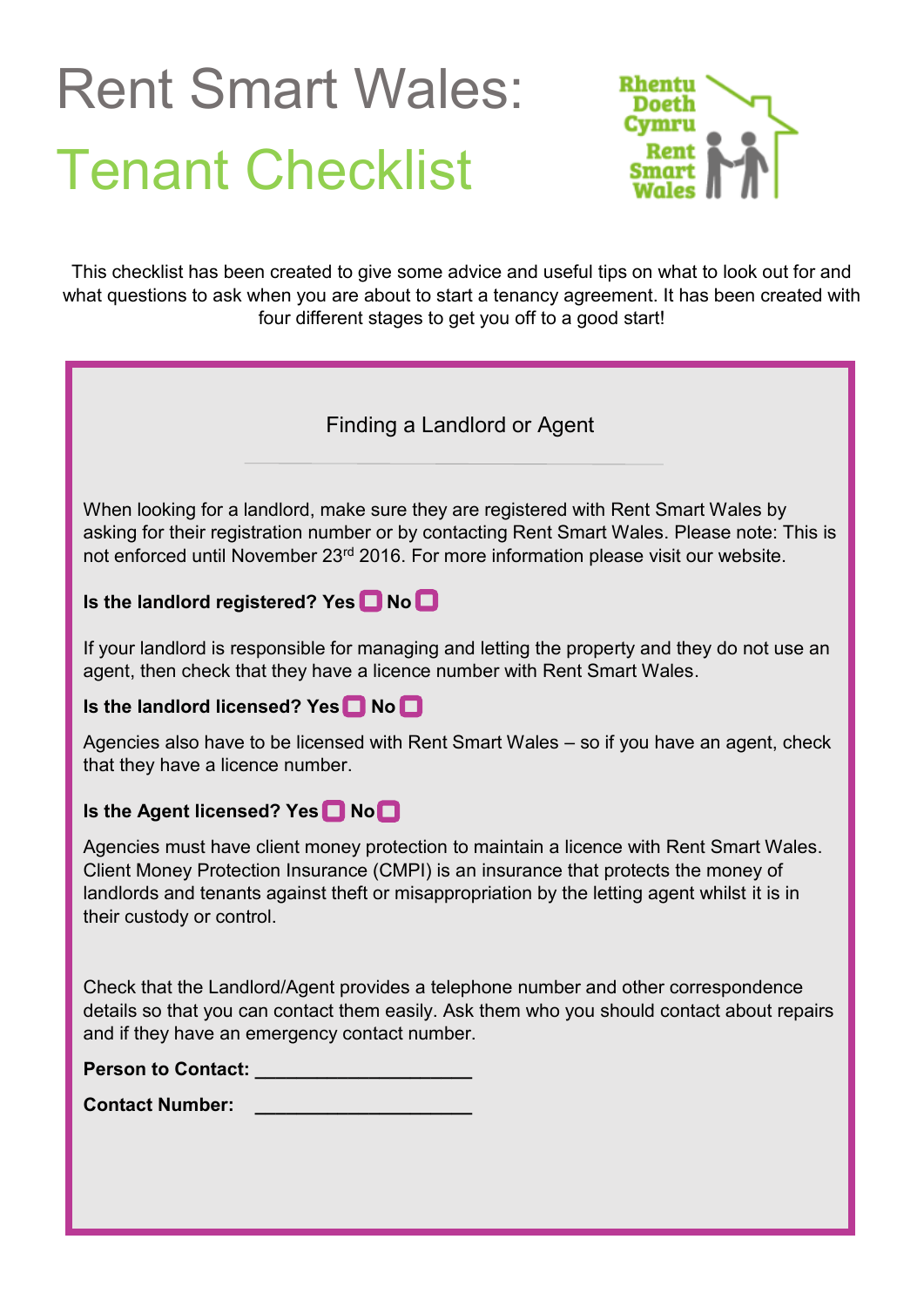# Rent Smart Wales:

# Tenant Checklist

This checklist has been created to give some advice and useful tips on what to look out for and what questions to ask when you are about to start a tenancy agreement. It has been created with four different stages to get you off to a good start!

## Finding a Landlord or Agent

When looking for a landlord, make sure they are registered with Rent Smart Wales by asking for their registration number or by contacting Rent Smart Wales. Please note: This is not enforced until November 23rd 2016. For more information please visit our website.

**Is the landlord registered? Yes ☐ No ☐**

If your landlord is responsible for managing and letting the property and they do not use an agent, then check that they have a licence number with Rent Smart Wales.

**Is the landlord licensed? Yes ☐ No ☐**

Agencies also have to be licensed with Rent Smart Wales – so if you have an agent, check that they have a licence number.

**Is the Agent licensed? Yes ☐ No ☐**

Agencies must have client money protection to maintain a licence with Rent Smart Wales. Client Money Protection Insurance (CMPI) is an insurance that protects the money of landlords and tenants against theft or misappropriation by the letting agent whilst it is in their custody or control.

Check that the Landlord/Agent provides a telephone number and other correspondence details so that you can contact them easily. Ask them who you should contact about repairs and if they have an emergency contact number.

**Person to Contact:** ____________________

**Contact Number:** ____________________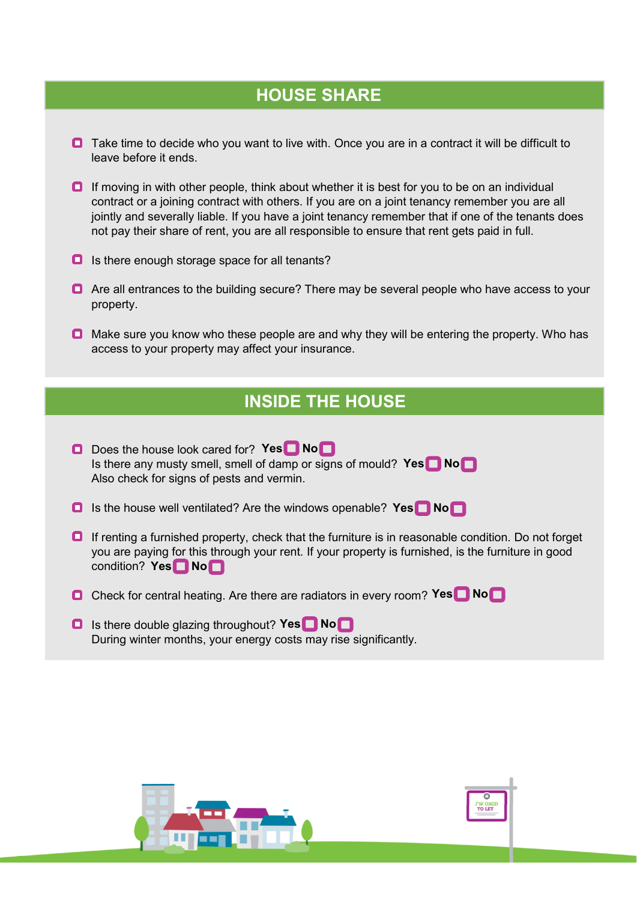## HOUSE SHARE

- Take time to decide who you want to live with. Once you are in a contract it will be difficult to leave before it ends.
- If moving in with other people, think about whether it is best for you to be on an individual contract or a joining contract with others. If you are on a joint tenancy remember you are all jointly and severally liable. If you have a joint tenancy remember that if one of the tenants does not pay their share of rent, you are all responsible to ensure that rent gets paid in full.
- Is there enough storage space for all tenants?
- Are all entrances to the building secure? There may be several people who have access to your property.
- Make sure you know who these people are and why they will be entering the property. Who has access to your property may affect your insurance.

## INSIDE THE HOUSE

- Does the house look cared for? **Yes** ☐ **No** ☐
  Is there any musty smell, smell of damp or signs of mould? **Yes** ☐ **No** ☐
  Also check for signs of pests and vermin.
- Is the house well ventilated? Are the windows openable? **Yes** ☐ **No** ☐
- If renting a furnished property, check that the furniture is in reasonable condition. Do not forget you are paying for this through your rent. If your property is furnished, is the furniture in good condition? **Yes** ☐ **No** ☐
- Check for central heating. Are there are radiators in every room? **Yes** ☐ **No** ☐
- Is there double glazing throughout? **Yes** ☐ **No** ☐
  During winter months, your energy costs may rise significantly.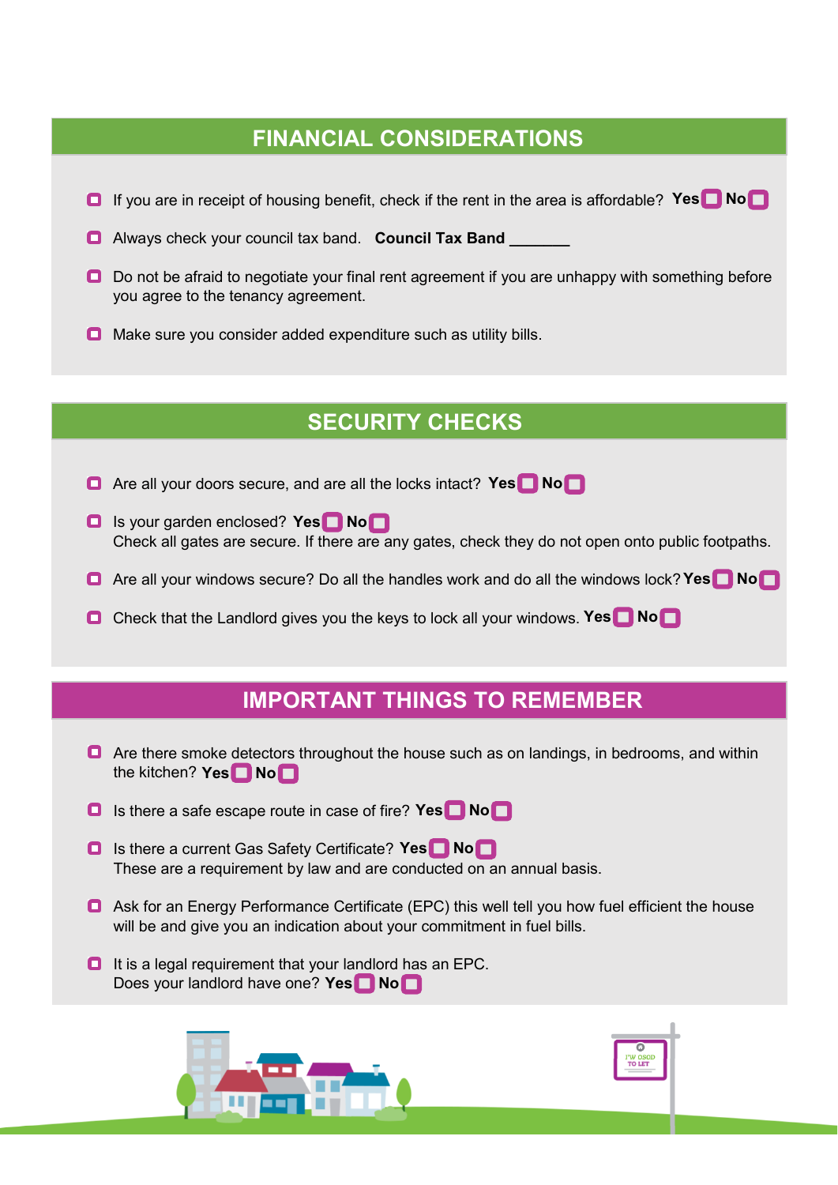## FINANCIAL CONSIDERATIONS

- If you are in receipt of housing benefit, check if the rent in the area is affordable? **Yes** ☐ **No** ☐
- Always check your council tax band. **Council Tax Band _______**
- Do not be afraid to negotiate your final rent agreement if you are unhappy with something before you agree to the tenancy agreement.
- Make sure you consider added expenditure such as utility bills.

## SECURITY CHECKS

- Are all your doors secure, and are all the locks intact? **Yes** ☐ **No** ☐
- Is your garden enclosed? **Yes** ☐ **No** ☐
  Check all gates are secure. If there are any gates, check they do not open onto public footpaths.
- Are all your windows secure? Do all the handles work and do all the windows lock? **Yes** ☐ **No** ☐
- Check that the Landlord gives you the keys to lock all your windows. **Yes** ☐ **No** ☐

## IMPORTANT THINGS TO REMEMBER

- Are there smoke detectors throughout the house such as on landings, in bedrooms, and within the kitchen? **Yes** ☐ **No** ☐
- Is there a safe escape route in case of fire? **Yes** ☐ **No** ☐
- Is there a current Gas Safety Certificate? **Yes** ☐ **No** ☐
  These are a requirement by law and are conducted on an annual basis.
- Ask for an Energy Performance Certificate (EPC) this well tell you how fuel efficient the house will be and give you an indication about your commitment in fuel bills.
- It is a legal requirement that your landlord has an EPC.
  Does your landlord have one? **Yes** ☐ **No** ☐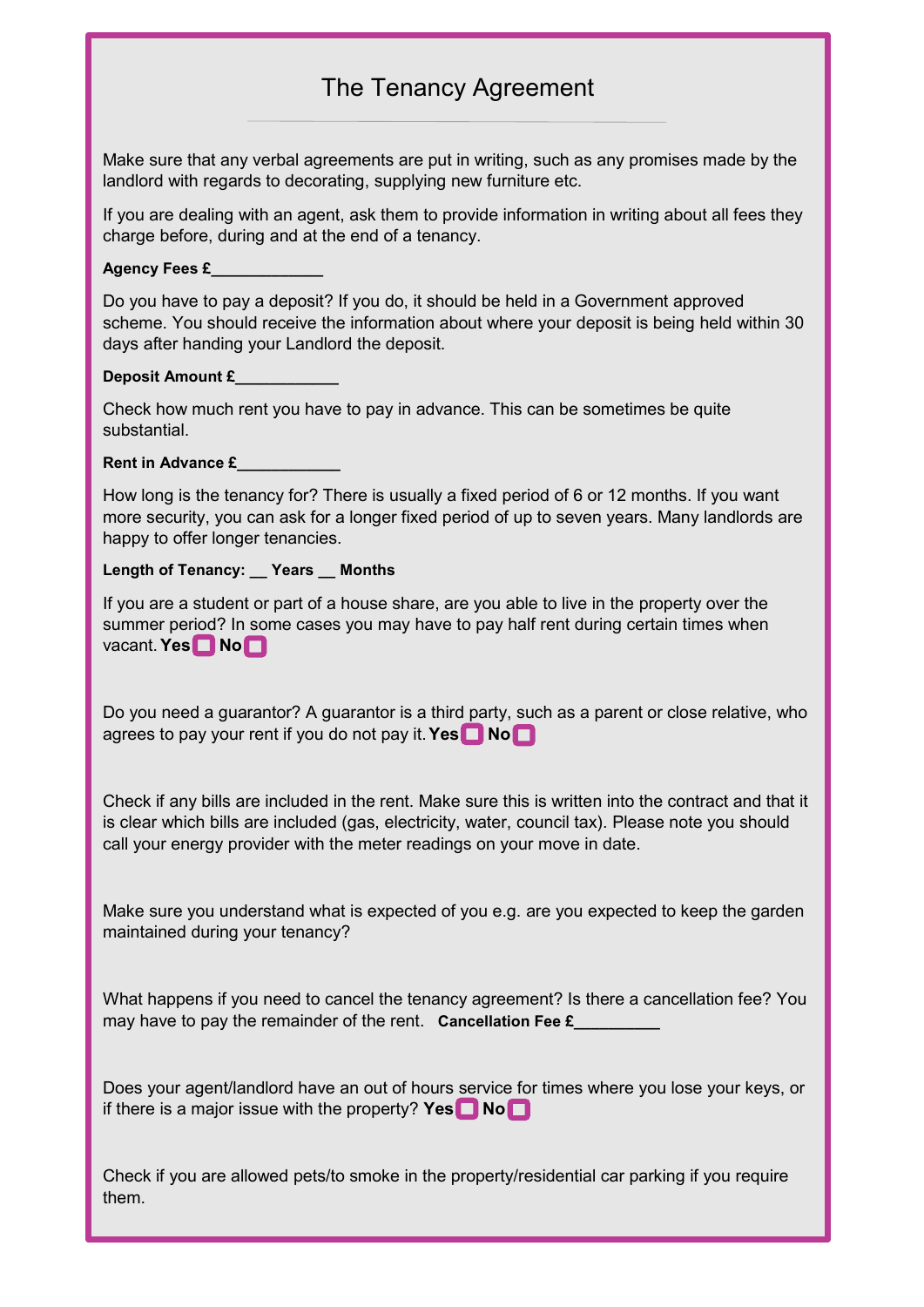# The Tenancy Agreement

Make sure that any verbal agreements are put in writing, such as any promises made by the landlord with regards to decorating, supplying new furniture etc.

If you are dealing with an agent, ask them to provide information in writing about all fees they charge before, during and at the end of a tenancy.

**Agency Fees £____________**

Do you have to pay a deposit? If you do, it should be held in a Government approved scheme. You should receive the information about where your deposit is being held within 30 days after handing your Landlord the deposit.

**Deposit Amount £___________**

Check how much rent you have to pay in advance. This can be sometimes be quite substantial.

**Rent in Advance £___________**

How long is the tenancy for? There is usually a fixed period of 6 or 12 months. If you want more security, you can ask for a longer fixed period of up to seven years. Many landlords are happy to offer longer tenancies.

**Length of Tenancy: __ Years __ Months**

If you are a student or part of a house share, are you able to live in the property over the summer period? In some cases you may have to pay half rent during certain times when vacant. **Yes** ☐ **No** ☐

Do you need a guarantor? A guarantor is a third party, such as a parent or close relative, who agrees to pay your rent if you do not pay it. **Yes** ☐ **No** ☐

Check if any bills are included in the rent. Make sure this is written into the contract and that it is clear which bills are included (gas, electricity, water, council tax). Please note you should call your energy provider with the meter readings on your move in date.

Make sure you understand what is expected of you e.g. are you expected to keep the garden maintained during your tenancy?

What happens if you need to cancel the tenancy agreement? Is there a cancellation fee? You may have to pay the remainder of the rent. **Cancellation Fee £_________**

Does your agent/landlord have an out of hours service for times where you lose your keys, or if there is a major issue with the property? **Yes** ☐ **No** ☐

Check if you are allowed pets/to smoke in the property/residential car parking if you require them.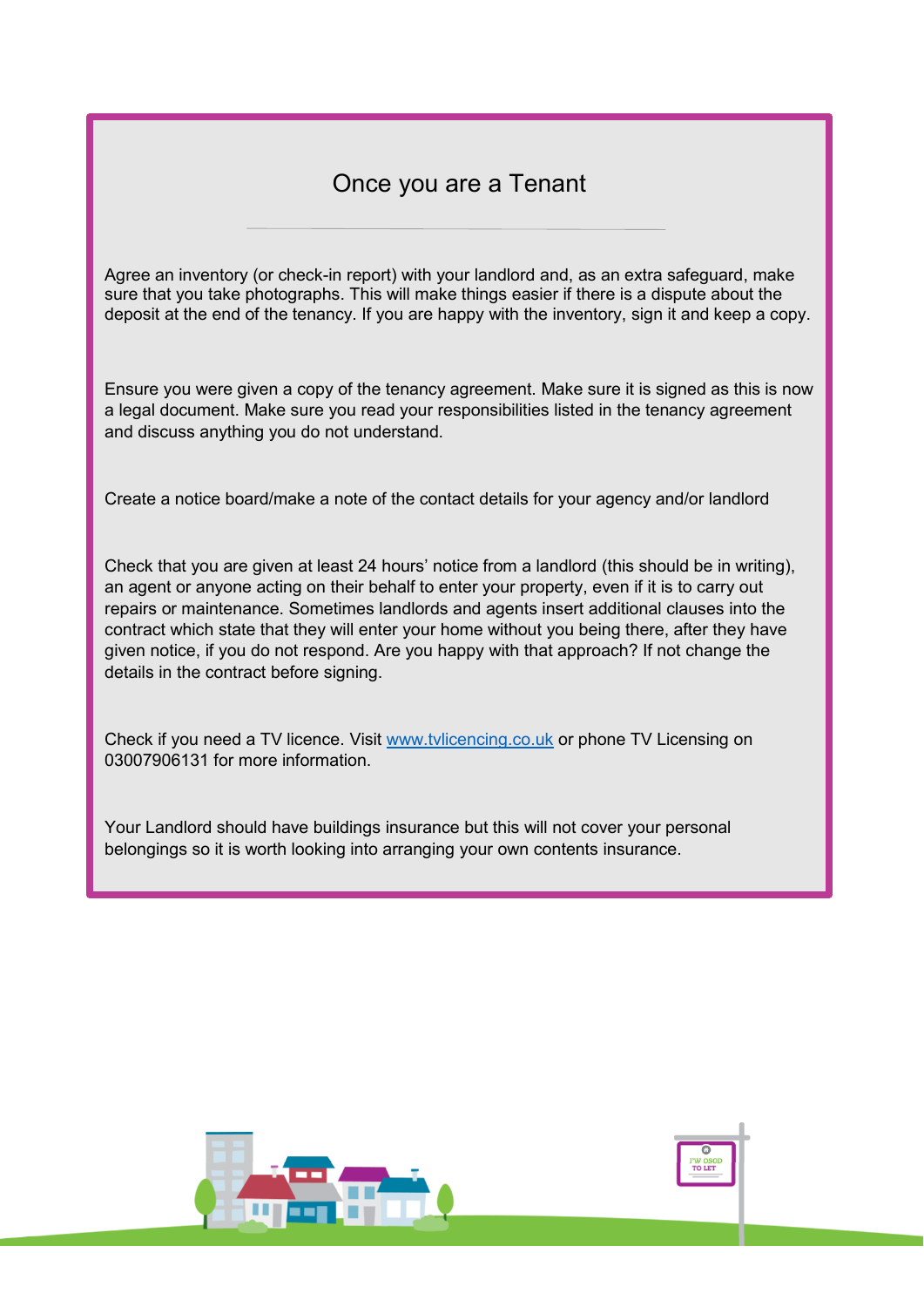## Once you are a Tenant

Agree an inventory (or check-in report) with your landlord and, as an extra safeguard, make sure that you take photographs. This will make things easier if there is a dispute about the deposit at the end of the tenancy. If you are happy with the inventory, sign it and keep a copy.

Ensure you were given a copy of the tenancy agreement. Make sure it is signed as this is now a legal document. Make sure you read your responsibilities listed in the tenancy agreement and discuss anything you do not understand.

Create a notice board/make a note of the contact details for your agency and/or landlord

Check that you are given at least 24 hours' notice from a landlord (this should be in writing), an agent or anyone acting on their behalf to enter your property, even if it is to carry out repairs or maintenance. Sometimes landlords and agents insert additional clauses into the contract which state that they will enter your home without you being there, after they have given notice, if you do not respond. Are you happy with that approach? If not change the details in the contract before signing.

Check if you need a TV licence. Visit [www.tvlicencing.co.uk](http://www.tvlicencing.co.uk) or phone TV Licensing on 03007906131 for more information.

Your Landlord should have buildings insurance but this will not cover your personal belongings so it is worth looking into arranging your own contents insurance.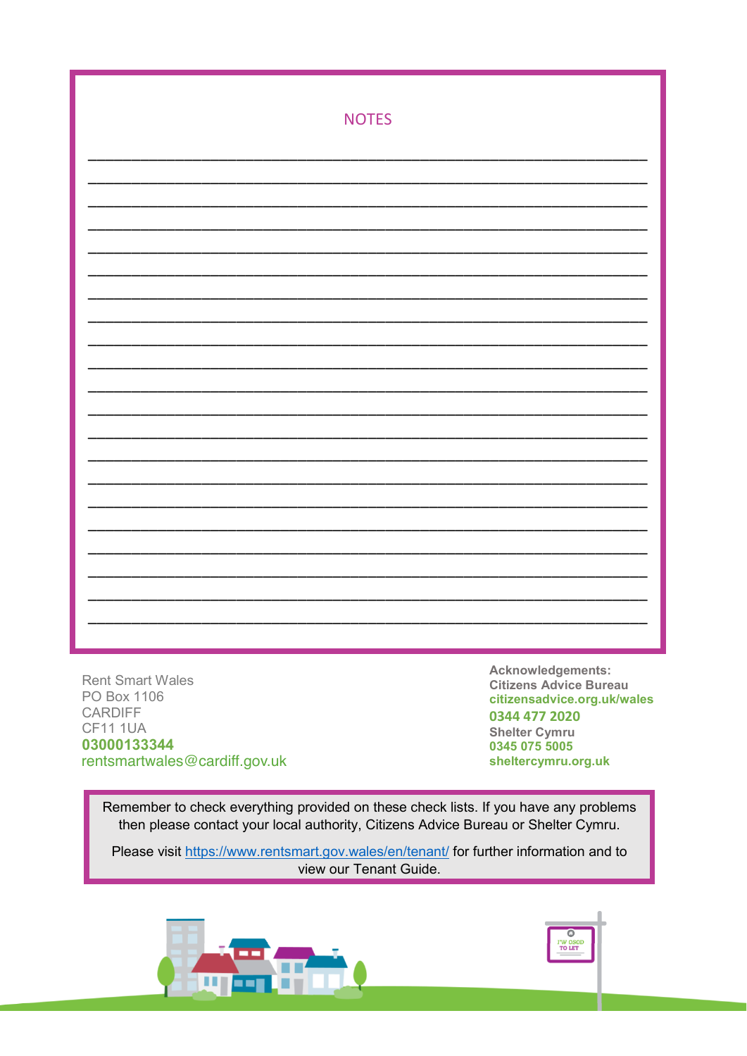## NOTES

\_\_\_\_\_\_\_\_\_\_\_\_\_\_\_\_\_\_\_\_\_\_\_\_\_\_\_\_\_\_\_\_\_\_\_\_\_\_\_\_\_\_\_\_\_\_\_\_\_\_\_\_\_\_\_\_\_\_\_\_\_\_\_\_\_\_\_\_\_\_\_\_\_\_\_\_\_\_

Rent Smart Wales
PO Box 1106
CARDIFF
CF11 1UA
**03000133344**
rentsmartwales@cardiff.gov.uk

**Acknowledgements:**
**Citizens Advice Bureau**
**citizensadvice.org.uk/wales**
**0344 477 2020**
**Shelter Cymru**
**0345 075 5005**
**sheltercymru.org.uk**

Remember to check everything provided on these check lists. If you have any problems then please contact your local authority, Citizens Advice Bureau or Shelter Cymru.

Please visit https://www.rentsmart.gov.wales/en/tenant/ for further information and to view our Tenant Guide.